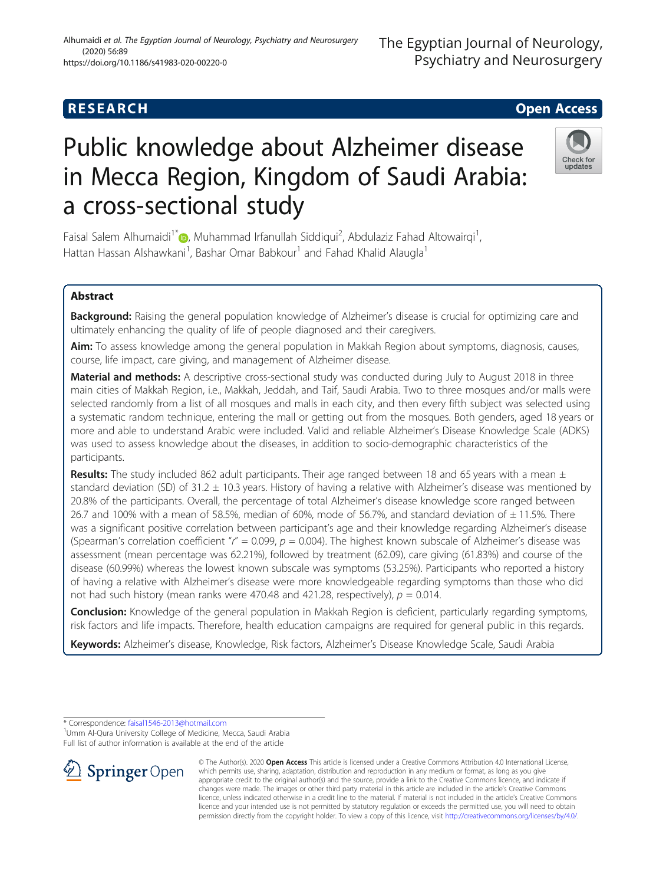RESEARCH

Open Access

# Public knowledge about Alzheimer disease in Mecca Region, Kingdom of Saudi Arabia: a cross-sectional study

Faisal Salem Alhumaidi[1*], Muhammad Irfanullah Siddiqui[2], Abdulaziz Fahad Altowairqi[1], Hattan Hassan Alshawkani[1], Bashar Omar Babkour[1] and Fahad Khalid Alaugla[1]

## Abstract

**Background:** Raising the general population knowledge of Alzheimer's disease is crucial for optimizing care and ultimately enhancing the quality of life of people diagnosed and their caregivers.

**Aim:** To assess knowledge among the general population in Makkah Region about symptoms, diagnosis, causes, course, life impact, care giving, and management of Alzheimer disease.

**Material and methods:** A descriptive cross-sectional study was conducted during July to August 2018 in three main cities of Makkah Region, i.e., Makkah, Jeddah, and Taif, Saudi Arabia. Two to three mosques and/or malls were selected randomly from a list of all mosques and malls in each city, and then every fifth subject was selected using a systematic random technique, entering the mall or getting out from the mosques. Both genders, aged 18 years or more and able to understand Arabic were included. Valid and reliable Alzheimer's Disease Knowledge Scale (ADKS) was used to assess knowledge about the diseases, in addition to socio-demographic characteristics of the participants.

**Results:** The study included 862 adult participants. Their age ranged between 18 and 65 years with a mean ± standard deviation (SD) of 31.2 ± 10.3 years. History of having a relative with Alzheimer's disease was mentioned by 20.8% of the participants. Overall, the percentage of total Alzheimer's disease knowledge score ranged between 26.7 and 100% with a mean of 58.5%, median of 60%, mode of 56.7%, and standard deviation of ± 11.5%. There was a significant positive correlation between participant's age and their knowledge regarding Alzheimer's disease (Spearman's correlation coefficient "$r$" = 0.099, $p$ = 0.004). The highest known subscale of Alzheimer's disease was assessment (mean percentage was 62.21%), followed by treatment (62.09), care giving (61.83%) and course of the disease (60.99%) whereas the lowest known subscale was symptoms (53.25%). Participants who reported a history of having a relative with Alzheimer's disease were more knowledgeable regarding symptoms than those who did not had such history (mean ranks were 470.48 and 421.28, respectively), $p$ = 0.014.

**Conclusion:** Knowledge of the general population in Makkah Region is deficient, particularly regarding symptoms, risk factors and life impacts. Therefore, health education campaigns are required for general public in this regards.

**Keywords:** Alzheimer's disease, Knowledge, Risk factors, Alzheimer's Disease Knowledge Scale, Saudi Arabia

\* Correspondence: faisal1546-2013@hotmail.com
[1]Umm Al-Qura University College of Medicine, Mecca, Saudi Arabia
Full list of author information is available at the end of the article

© The Author(s). 2020 **Open Access** This article is licensed under a Creative Commons Attribution 4.0 International License, which permits use, sharing, adaptation, distribution and reproduction in any medium or format, as long as you give appropriate credit to the original author(s) and the source, provide a link to the Creative Commons licence, and indicate if changes were made. The images or other third party material in this article are included in the article's Creative Commons licence, unless indicated otherwise in a credit line to the material. If material is not included in the article's Creative Commons licence and your intended use is not permitted by statutory regulation or exceeds the permitted use, you will need to obtain permission directly from the copyright holder. To view a copy of this licence, visit http://creativecommons.org/licenses/by/4.0/.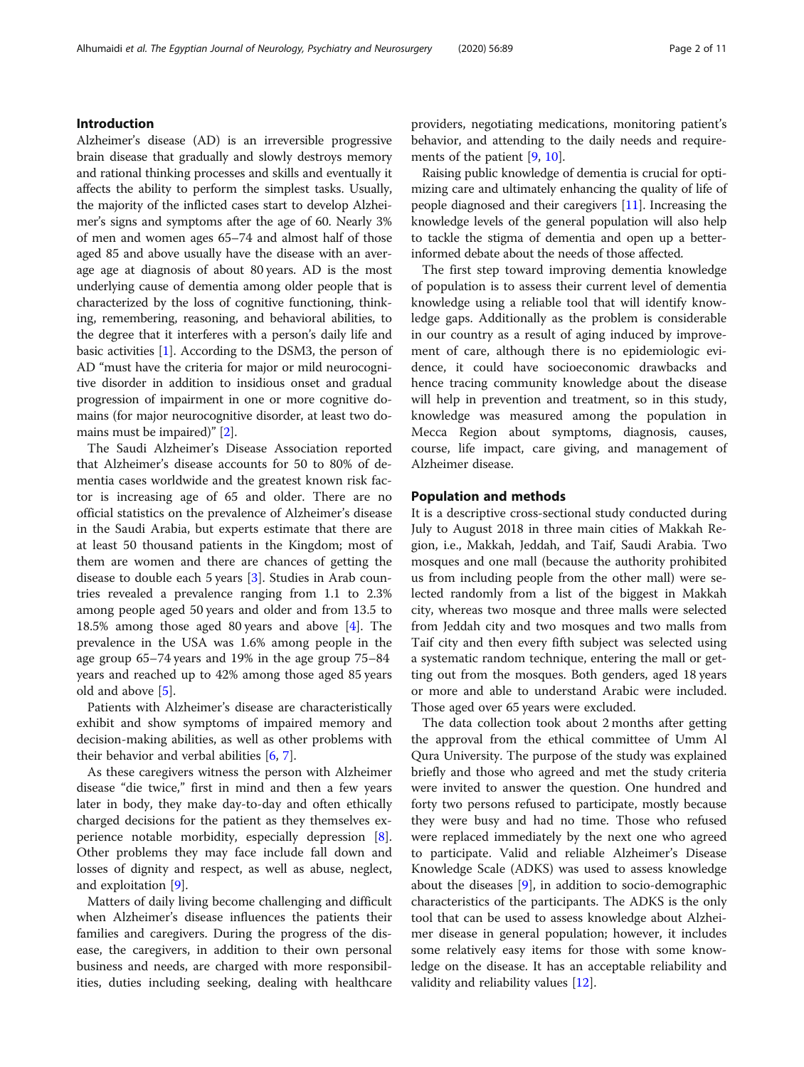## Introduction

Alzheimer's disease (AD) is an irreversible progressive brain disease that gradually and slowly destroys memory and rational thinking processes and skills and eventually it affects the ability to perform the simplest tasks. Usually, the majority of the inflicted cases start to develop Alzheimer's signs and symptoms after the age of 60. Nearly 3% of men and women ages 65–74 and almost half of those aged 85 and above usually have the disease with an average age at diagnosis of about 80 years. AD is the most underlying cause of dementia among older people that is characterized by the loss of cognitive functioning, thinking, remembering, reasoning, and behavioral abilities, to the degree that it interferes with a person's daily life and basic activities [1]. According to the DSM3, the person of AD "must have the criteria for major or mild neurocognitive disorder in addition to insidious onset and gradual progression of impairment in one or more cognitive domains (for major neurocognitive disorder, at least two domains must be impaired)" [2].

The Saudi Alzheimer's Disease Association reported that Alzheimer's disease accounts for 50 to 80% of dementia cases worldwide and the greatest known risk factor is increasing age of 65 and older. There are no official statistics on the prevalence of Alzheimer's disease in the Saudi Arabia, but experts estimate that there are at least 50 thousand patients in the Kingdom; most of them are women and there are chances of getting the disease to double each 5 years [3]. Studies in Arab countries revealed a prevalence ranging from 1.1 to 2.3% among people aged 50 years and older and from 13.5 to 18.5% among those aged 80 years and above [4]. The prevalence in the USA was 1.6% among people in the age group 65–74 years and 19% in the age group 75–84 years and reached up to 42% among those aged 85 years old and above [5].

Patients with Alzheimer's disease are characteristically exhibit and show symptoms of impaired memory and decision-making abilities, as well as other problems with their behavior and verbal abilities [6, 7].

As these caregivers witness the person with Alzheimer disease "die twice," first in mind and then a few years later in body, they make day-to-day and often ethically charged decisions for the patient as they themselves experience notable morbidity, especially depression [8]. Other problems they may face include fall down and losses of dignity and respect, as well as abuse, neglect, and exploitation [9].

Matters of daily living become challenging and difficult when Alzheimer's disease influences the patients their families and caregivers. During the progress of the disease, the caregivers, in addition to their own personal business and needs, are charged with more responsibilities, duties including seeking, dealing with healthcare providers, negotiating medications, monitoring patient's behavior, and attending to the daily needs and requirements of the patient [9, 10].

Raising public knowledge of dementia is crucial for optimizing care and ultimately enhancing the quality of life of people diagnosed and their caregivers [11]. Increasing the knowledge levels of the general population will also help to tackle the stigma of dementia and open up a better-informed debate about the needs of those affected.

The first step toward improving dementia knowledge of population is to assess their current level of dementia knowledge using a reliable tool that will identify knowledge gaps. Additionally as the problem is considerable in our country as a result of aging induced by improvement of care, although there is no epidemiologic evidence, it could have socioeconomic drawbacks and hence tracing community knowledge about the disease will help in prevention and treatment, so in this study, knowledge was measured among the population in Mecca Region about symptoms, diagnosis, causes, course, life impact, care giving, and management of Alzheimer disease.

## Population and methods

It is a descriptive cross-sectional study conducted during July to August 2018 in three main cities of Makkah Region, i.e., Makkah, Jeddah, and Taif, Saudi Arabia. Two mosques and one mall (because the authority prohibited us from including people from the other mall) were selected randomly from a list of the biggest in Makkah city, whereas two mosque and three malls were selected from Jeddah city and two mosques and two malls from Taif city and then every fifth subject was selected using a systematic random technique, entering the mall or getting out from the mosques. Both genders, aged 18 years or more and able to understand Arabic were included. Those aged over 65 years were excluded.

The data collection took about 2 months after getting the approval from the ethical committee of Umm Al Qura University. The purpose of the study was explained briefly and those who agreed and met the study criteria were invited to answer the question. One hundred and forty two persons refused to participate, mostly because they were busy and had no time. Those who refused were replaced immediately by the next one who agreed to participate. Valid and reliable Alzheimer's Disease Knowledge Scale (ADKS) was used to assess knowledge about the diseases [9], in addition to socio-demographic characteristics of the participants. The ADKS is the only tool that can be used to assess knowledge about Alzheimer disease in general population; however, it includes some relatively easy items for those with some knowledge on the disease. It has an acceptable reliability and validity and reliability values [12].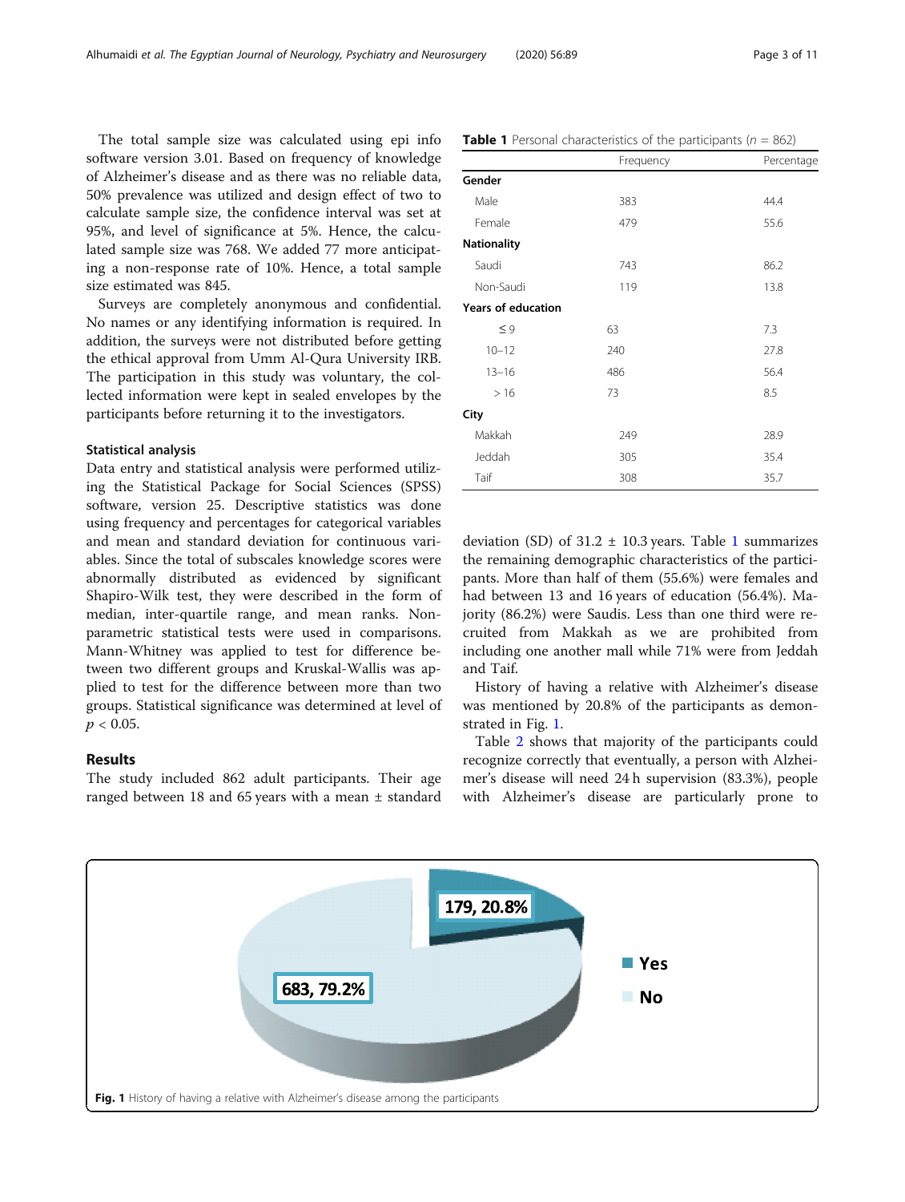The total sample size was calculated using epi info software version 3.01. Based on frequency of knowledge of Alzheimer's disease and as there was no reliable data, 50% prevalence was utilized and design effect of two to calculate sample size, the confidence interval was set at 95%, and level of significance at 5%. Hence, the calculated sample size was 768. We added 77 more anticipating a non-response rate of 10%. Hence, a total sample size estimated was 845.

Surveys are completely anonymous and confidential. No names or any identifying information is required. In addition, the surveys were not distributed before getting the ethical approval from Umm Al-Qura University IRB. The participation in this study was voluntary, the collected information were kept in sealed envelopes by the participants before returning it to the investigators.

### Statistical analysis

Data entry and statistical analysis were performed utilizing the Statistical Package for Social Sciences (SPSS) software, version 25. Descriptive statistics was done using frequency and percentages for categorical variables and mean and standard deviation for continuous variables. Since the total of subscales knowledge scores were abnormally distributed as evidenced by significant Shapiro-Wilk test, they were described in the form of median, inter-quartile range, and mean ranks. Non-parametric statistical tests were used in comparisons. Mann-Whitney was applied to test for difference between two different groups and Kruskal-Wallis was applied to test for the difference between more than two groups. Statistical significance was determined at level of $p < 0.05$.

## Results

The study included 862 adult participants. Their age ranged between 18 and 65 years with a mean ± standard deviation (SD) of 31.2 ± 10.3 years. Table 1 summarizes the remaining demographic characteristics of the participants. More than half of them (55.6%) were females and had between 13 and 16 years of education (56.4%). Majority (86.2%) were Saudis. Less than one third were recruited from Makkah as we are prohibited from including one another mall while 71% were from Jeddah and Taif.

**Table 1** Personal characteristics of the participants ($n$ = 862)

| | Frequency | Percentage |
|---|---|---|
| **Gender** | | |
| Male | 383 | 44.4 |
| Female | 479 | 55.6 |
| **Nationality** | | |
| Saudi | 743 | 86.2 |
| Non-Saudi | 119 | 13.8 |
| **Years of education** | | |
| ≤ 9 | 63 | 7.3 |
| 10–12 | 240 | 27.8 |
| 13–16 | 486 | 56.4 |
| > 16 | 73 | 8.5 |
| **City** | | |
| Makkah | 249 | 28.9 |
| Jeddah | 305 | 35.4 |
| Taif | 308 | 35.7 |

History of having a relative with Alzheimer's disease was mentioned by 20.8% of the participants as demonstrated in Fig. 1.

Table 2 shows that majority of the participants could recognize correctly that eventually, a person with Alzheimer's disease will need 24 h supervision (83.3%), people with Alzheimer's disease are particularly prone to

**Fig. 1** History of having a relative with Alzheimer's disease among the participants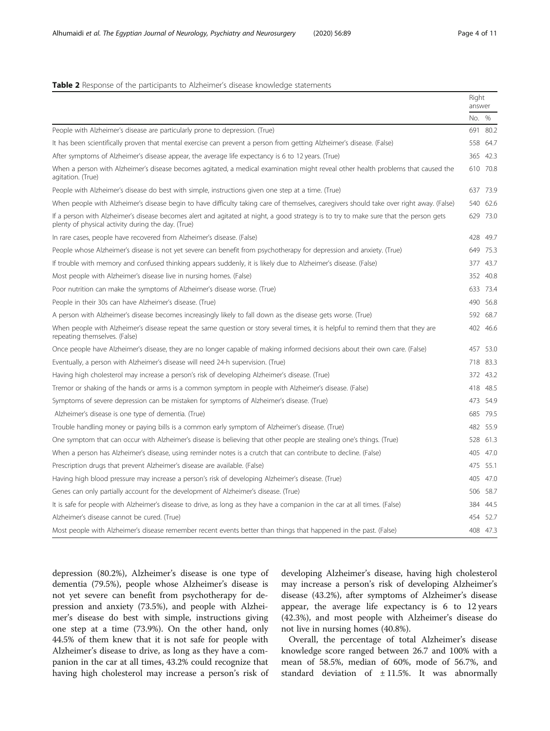**Table 2** Response of the participants to Alzheimer's disease knowledge statements

| | Right answer | |
|---|---|---|
| | No. | % |
| People with Alzheimer's disease are particularly prone to depression. (True) | 691 | 80.2 |
| It has been scientifically proven that mental exercise can prevent a person from getting Alzheimer's disease. (False) | 558 | 64.7 |
| After symptoms of Alzheimer's disease appear, the average life expectancy is 6 to 12 years. (True) | 365 | 42.3 |
| When a person with Alzheimer's disease becomes agitated, a medical examination might reveal other health problems that caused the agitation. (True) | 610 | 70.8 |
| People with Alzheimer's disease do best with simple, instructions given one step at a time. (True) | 637 | 73.9 |
| When people with Alzheimer's disease begin to have difficulty taking care of themselves, caregivers should take over right away. (False) | 540 | 62.6 |
| If a person with Alzheimer's disease becomes alert and agitated at night, a good strategy is to try to make sure that the person gets plenty of physical activity during the day. (True) | 629 | 73.0 |
| In rare cases, people have recovered from Alzheimer's disease. (False) | 428 | 49.7 |
| People whose Alzheimer's disease is not yet severe can benefit from psychotherapy for depression and anxiety. (True) | 649 | 75.3 |
| If trouble with memory and confused thinking appears suddenly, it is likely due to Alzheimer's disease. (False) | 377 | 43.7 |
| Most people with Alzheimer's disease live in nursing homes. (False) | 352 | 40.8 |
| Poor nutrition can make the symptoms of Alzheimer's disease worse. (True) | 633 | 73.4 |
| People in their 30s can have Alzheimer's disease. (True) | 490 | 56.8 |
| A person with Alzheimer's disease becomes increasingly likely to fall down as the disease gets worse. (True) | 592 | 68.7 |
| When people with Alzheimer's disease repeat the same question or story several times, it is helpful to remind them that they are repeating themselves. (False) | 402 | 46.6 |
| Once people have Alzheimer's disease, they are no longer capable of making informed decisions about their own care. (False) | 457 | 53.0 |
| Eventually, a person with Alzheimer's disease will need 24-h supervision. (True) | 718 | 83.3 |
| Having high cholesterol may increase a person's risk of developing Alzheimer's disease. (True) | 372 | 43.2 |
| Tremor or shaking of the hands or arms is a common symptom in people with Alzheimer's disease. (False) | 418 | 48.5 |
| Symptoms of severe depression can be mistaken for symptoms of Alzheimer's disease. (True) | 473 | 54.9 |
| Alzheimer's disease is one type of dementia. (True) | 685 | 79.5 |
| Trouble handling money or paying bills is a common early symptom of Alzheimer's disease. (True) | 482 | 55.9 |
| One symptom that can occur with Alzheimer's disease is believing that other people are stealing one's things. (True) | 528 | 61.3 |
| When a person has Alzheimer's disease, using reminder notes is a crutch that can contribute to decline. (False) | 405 | 47.0 |
| Prescription drugs that prevent Alzheimer's disease are available. (False) | 475 | 55.1 |
| Having high blood pressure may increase a person's risk of developing Alzheimer's disease. (True) | 405 | 47.0 |
| Genes can only partially account for the development of Alzheimer's disease. (True) | 506 | 58.7 |
| It is safe for people with Alzheimer's disease to drive, as long as they have a companion in the car at all times. (False) | 384 | 44.5 |
| Alzheimer's disease cannot be cured. (True) | 454 | 52.7 |
| Most people with Alzheimer's disease remember recent events better than things that happened in the past. (False) | 408 | 47.3 |

depression (80.2%), Alzheimer's disease is one type of dementia (79.5%), people whose Alzheimer's disease is not yet severe can benefit from psychotherapy for depression and anxiety (73.5%), and people with Alzheimer's disease do best with simple, instructions giving one step at a time (73.9%). On the other hand, only 44.5% of them knew that it is not safe for people with Alzheimer's disease to drive, as long as they have a companion in the car at all times, 43.2% could recognize that having high cholesterol may increase a person's risk of developing Alzheimer's disease, having high cholesterol may increase a person's risk of developing Alzheimer's disease (43.2%), after symptoms of Alzheimer's disease appear, the average life expectancy is 6 to 12 years (42.3%), and most people with Alzheimer's disease do not live in nursing homes (40.8%).

Overall, the percentage of total Alzheimer's disease knowledge score ranged between 26.7 and 100% with a mean of 58.5%, median of 60%, mode of 56.7%, and standard deviation of ± 11.5%. It was abnormally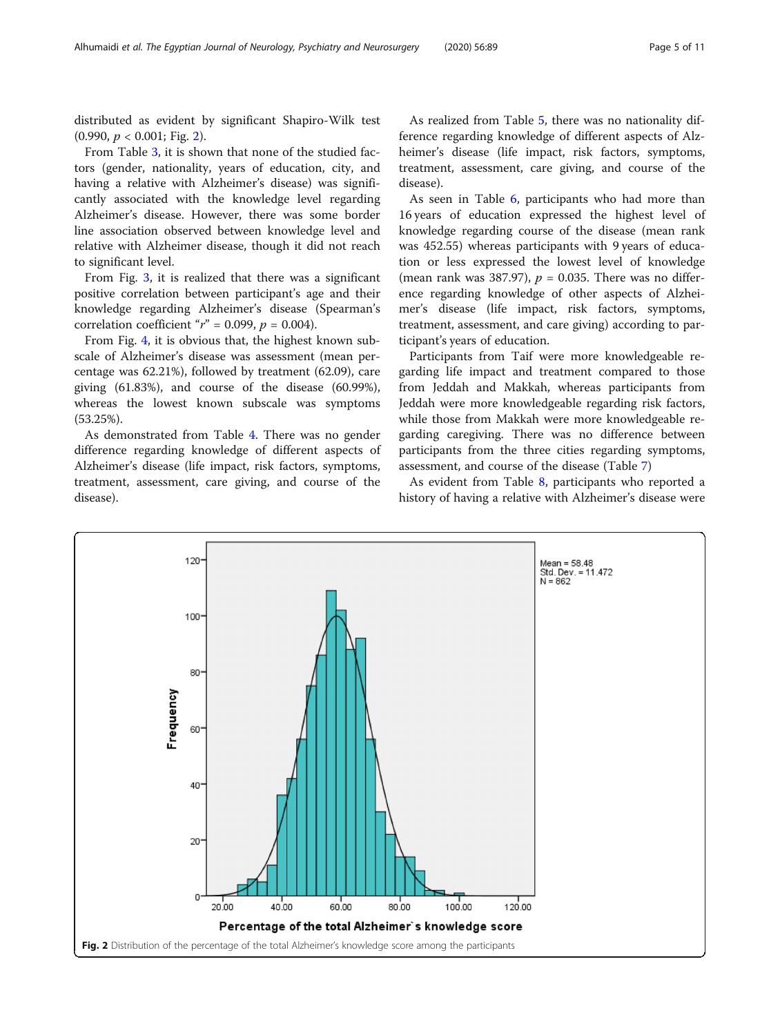distributed as evident by significant Shapiro-Wilk test (0.990, $p < 0.001$; Fig. 2).

From Table 3, it is shown that none of the studied factors (gender, nationality, years of education, city, and having a relative with Alzheimer's disease) was significantly associated with the knowledge level regarding Alzheimer's disease. However, there was some border line association observed between knowledge level and relative with Alzheimer disease, though it did not reach to significant level.

From Fig. 3, it is realized that there was a significant positive correlation between participant's age and their knowledge regarding Alzheimer's disease (Spearman's correlation coefficient "$r$" = 0.099, $p$ = 0.004).

From Fig. 4, it is obvious that, the highest known subscale of Alzheimer's disease was assessment (mean percentage was 62.21%), followed by treatment (62.09), care giving (61.83%), and course of the disease (60.99%), whereas the lowest known subscale was symptoms (53.25%).

As demonstrated from Table 4. There was no gender difference regarding knowledge of different aspects of Alzheimer's disease (life impact, risk factors, symptoms, treatment, assessment, care giving, and course of the disease).

As realized from Table 5, there was no nationality difference regarding knowledge of different aspects of Alzheimer's disease (life impact, risk factors, symptoms, treatment, assessment, care giving, and course of the disease).

As seen in Table 6, participants who had more than 16 years of education expressed the highest level of knowledge regarding course of the disease (mean rank was 452.55) whereas participants with 9 years of education or less expressed the lowest level of knowledge (mean rank was 387.97), $p$ = 0.035. There was no difference regarding knowledge of other aspects of Alzheimer's disease (life impact, risk factors, symptoms, treatment, assessment, and care giving) according to participant's years of education.

Participants from Taif were more knowledgeable regarding life impact and treatment compared to those from Jeddah and Makkah, whereas participants from Jeddah were more knowledgeable regarding risk factors, while those from Makkah were more knowledgeable regarding caregiving. There was no difference between participants from the three cities regarding symptoms, assessment, and course of the disease (Table 7)

As evident from Table 8, participants who reported a history of having a relative with Alzheimer's disease were

**Fig. 2** Distribution of the percentage of the total Alzheimer's knowledge score among the participants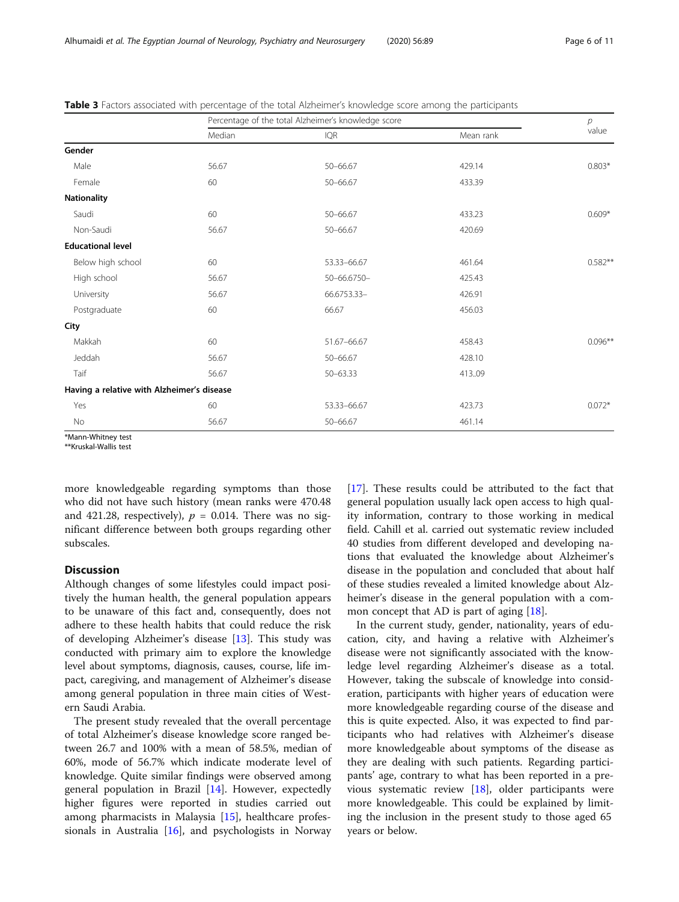**Table 3** Factors associated with percentage of the total Alzheimer's knowledge score among the participants

| | Percentage of the total Alzheimer's knowledge score | | | *p* value |
|---|---|---|---|---|
| | Median | IQR | Mean rank | |
| **Gender** | | | | |
| Male | 56.67 | 50–66.67 | 429.14 | 0.803* |
| Female | 60 | 50–66.67 | 433.39 | |
| **Nationality** | | | | |
| Saudi | 60 | 50–66.67 | 433.23 | 0.609* |
| Non-Saudi | 56.67 | 50–66.67 | 420.69 | |
| **Educational level** | | | | |
| Below high school | 60 | 53.33–66.67 | 461.64 | 0.582** |
| High school | 56.67 | 50–66.6750– | 425.43 | |
| University | 56.67 | 66.6753.33– | 426.91 | |
| Postgraduate | 60 | 66.67 | 456.03 | |
| **City** | | | | |
| Makkah | 60 | 51.67–66.67 | 458.43 | 0.096** |
| Jeddah | 56.67 | 50–66.67 | 428.10 | |
| Taif | 56.67 | 50–63.33 | 413..09 | |
| **Having a relative with Alzheimer's disease** | | | | |
| Yes | 60 | 53.33–66.67 | 423.73 | 0.072* |
| No | 56.67 | 50–66.67 | 461.14 | |

*Mann-Whitney test
**Kruskal-Wallis test

more knowledgeable regarding symptoms than those who did not have such history (mean ranks were 470.48 and 421.28, respectively), $p = 0.014$. There was no significant difference between both groups regarding other subscales.

## Discussion

Although changes of some lifestyles could impact positively the human health, the general population appears to be unaware of this fact and, consequently, does not adhere to these health habits that could reduce the risk of developing Alzheimer's disease [13]. This study was conducted with primary aim to explore the knowledge level about symptoms, diagnosis, causes, course, life impact, caregiving, and management of Alzheimer's disease among general population in three main cities of Western Saudi Arabia.

The present study revealed that the overall percentage of total Alzheimer's disease knowledge score ranged between 26.7 and 100% with a mean of 58.5%, median of 60%, mode of 56.7% which indicate moderate level of knowledge. Quite similar findings were observed among general population in Brazil [14]. However, expectedly higher figures were reported in studies carried out among pharmacists in Malaysia [15], healthcare professionals in Australia [16], and psychologists in Norway [17]. These results could be attributed to the fact that general population usually lack open access to high quality information, contrary to those working in medical field. Cahill et al. carried out systematic review included 40 studies from different developed and developing nations that evaluated the knowledge about Alzheimer's disease in the population and concluded that about half of these studies revealed a limited knowledge about Alzheimer's disease in the general population with a common concept that AD is part of aging [18].

In the current study, gender, nationality, years of education, city, and having a relative with Alzheimer's disease were not significantly associated with the knowledge level regarding Alzheimer's disease as a total. However, taking the subscale of knowledge into consideration, participants with higher years of education were more knowledgeable regarding course of the disease and this is quite expected. Also, it was expected to find participants who had relatives with Alzheimer's disease more knowledgeable about symptoms of the disease as they are dealing with such patients. Regarding participants' age, contrary to what has been reported in a previous systematic review [18], older participants were more knowledgeable. This could be explained by limiting the inclusion in the present study to those aged 65 years or below.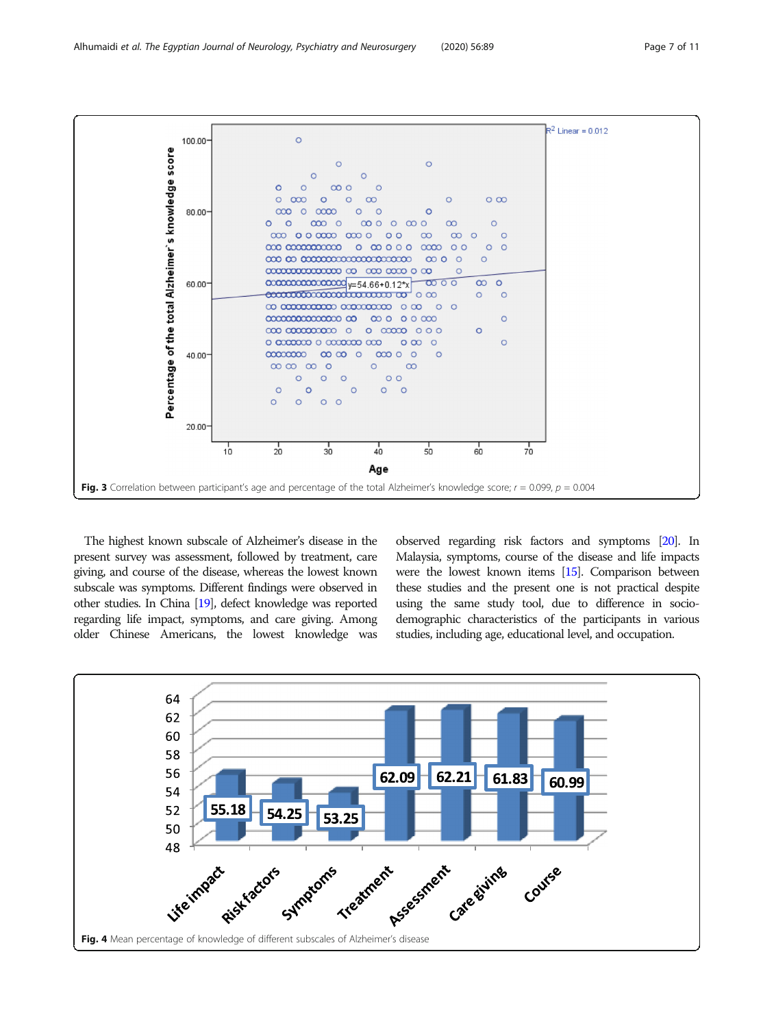Fig. 3 Correlation between participant's age and percentage of the total Alzheimer's knowledge score; $r = 0.099$, $p = 0.004$

The highest known subscale of Alzheimer's disease in the present survey was assessment, followed by treatment, care giving, and course of the disease, whereas the lowest known subscale was symptoms. Different findings were observed in other studies. In China [19], defect knowledge was reported regarding life impact, symptoms, and care giving. Among older Chinese Americans, the lowest knowledge was observed regarding risk factors and symptoms [20]. In Malaysia, symptoms, course of the disease and life impacts were the lowest known items [15]. Comparison between these studies and the present one is not practical despite using the same study tool, due to difference in socio-demographic characteristics of the participants in various studies, including age, educational level, and occupation.

Fig. 4 Mean percentage of knowledge of different subscales of Alzheimer's disease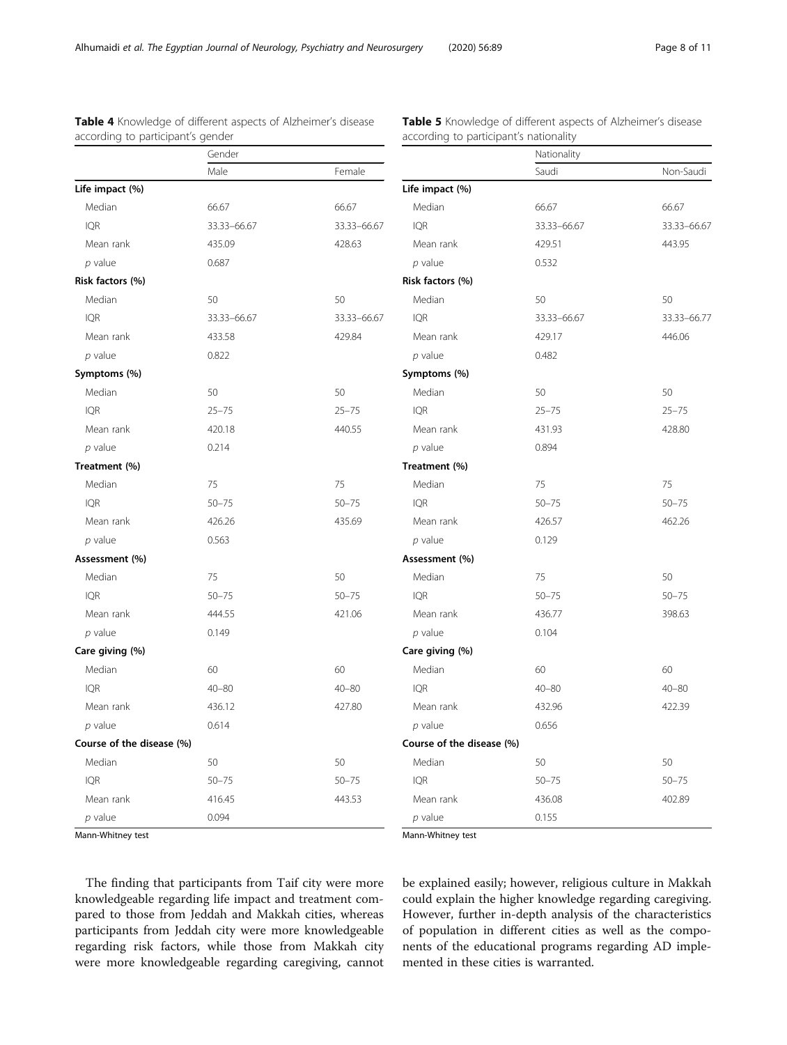**Table 4** Knowledge of different aspects of Alzheimer's disease according to participant's gender

| | Gender | |
|---|---|---|
| | Male | Female |
| **Life impact (%)** | | |
| Median | 66.67 | 66.67 |
| IQR | 33.33–66.67 | 33.33–66.67 |
| Mean rank | 435.09 | 428.63 |
| *p* value | 0.687 | |
| **Risk factors (%)** | | |
| Median | 50 | 50 |
| IQR | 33.33–66.67 | 33.33–66.67 |
| Mean rank | 433.58 | 429.84 |
| *p* value | 0.822 | |
| **Symptoms (%)** | | |
| Median | 50 | 50 |
| IQR | 25–75 | 25–75 |
| Mean rank | 420.18 | 440.55 |
| *p* value | 0.214 | |
| **Treatment (%)** | | |
| Median | 75 | 75 |
| IQR | 50–75 | 50–75 |
| Mean rank | 426.26 | 435.69 |
| *p* value | 0.563 | |
| **Assessment (%)** | | |
| Median | 75 | 50 |
| IQR | 50–75 | 50–75 |
| Mean rank | 444.55 | 421.06 |
| *p* value | 0.149 | |
| **Care giving (%)** | | |
| Median | 60 | 60 |
| IQR | 40–80 | 40–80 |
| Mean rank | 436.12 | 427.80 |
| *p* value | 0.614 | |
| **Course of the disease (%)** | | |
| Median | 50 | 50 |
| IQR | 50–75 | 50–75 |
| Mean rank | 416.45 | 443.53 |
| *p* value | 0.094 | |

Mann-Whitney test

**Table 5** Knowledge of different aspects of Alzheimer's disease according to participant's nationality

| | Nationality | |
|---|---|---|
| | Saudi | Non-Saudi |
| **Life impact (%)** | | |
| Median | 66.67 | 66.67 |
| IQR | 33.33–66.67 | 33.33–66.67 |
| Mean rank | 429.51 | 443.95 |
| *p* value | 0.532 | |
| **Risk factors (%)** | | |
| Median | 50 | 50 |
| IQR | 33.33–66.67 | 33.33–66.77 |
| Mean rank | 429.17 | 446.06 |
| *p* value | 0.482 | |
| **Symptoms (%)** | | |
| Median | 50 | 50 |
| IQR | 25–75 | 25–75 |
| Mean rank | 431.93 | 428.80 |
| *p* value | 0.894 | |
| **Treatment (%)** | | |
| Median | 75 | 75 |
| IQR | 50–75 | 50–75 |
| Mean rank | 426.57 | 462.26 |
| *p* value | 0.129 | |
| **Assessment (%)** | | |
| Median | 75 | 50 |
| IQR | 50–75 | 50–75 |
| Mean rank | 436.77 | 398.63 |
| *p* value | 0.104 | |
| **Care giving (%)** | | |
| Median | 60 | 60 |
| IQR | 40–80 | 40–80 |
| Mean rank | 432.96 | 422.39 |
| *p* value | 0.656 | |
| **Course of the disease (%)** | | |
| Median | 50 | 50 |
| IQR | 50–75 | 50–75 |
| Mean rank | 436.08 | 402.89 |
| *p* value | 0.155 | |

Mann-Whitney test

The finding that participants from Taif city were more knowledgeable regarding life impact and treatment compared to those from Jeddah and Makkah cities, whereas participants from Jeddah city were more knowledgeable regarding risk factors, while those from Makkah city were more knowledgeable regarding caregiving, cannot be explained easily; however, religious culture in Makkah could explain the higher knowledge regarding caregiving. However, further in-depth analysis of the characteristics of population in different cities as well as the components of the educational programs regarding AD implemented in these cities is warranted.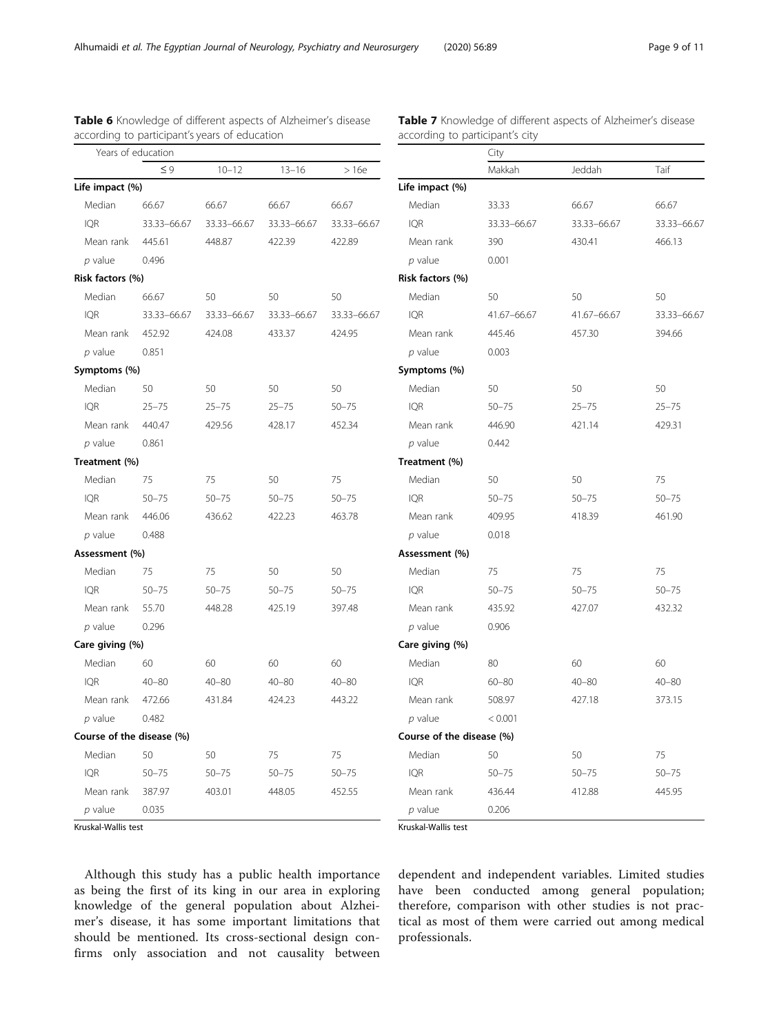**Table 6** Knowledge of different aspects of Alzheimer's disease according to participant's years of education

| Years of education | ≤ 9 | 10–12 | 13–16 | > 16e |
|---|---|---|---|---|
| **Life impact (%)** | | | | |
| Median | 66.67 | 66.67 | 66.67 | 66.67 |
| IQR | 33.33–66.67 | 33.33–66.67 | 33.33–66.67 | 33.33–66.67 |
| Mean rank | 445.61 | 448.87 | 422.39 | 422.89 |
| *p* value | 0.496 | | | |
| **Risk factors (%)** | | | | |
| Median | 66.67 | 50 | 50 | 50 |
| IQR | 33.33–66.67 | 33.33–66.67 | 33.33–66.67 | 33.33–66.67 |
| Mean rank | 452.92 | 424.08 | 433.37 | 424.95 |
| *p* value | 0.851 | | | |
| **Symptoms (%)** | | | | |
| Median | 50 | 50 | 50 | 50 |
| IQR | 25–75 | 25–75 | 25–75 | 50–75 |
| Mean rank | 440.47 | 429.56 | 428.17 | 452.34 |
| *p* value | 0.861 | | | |
| **Treatment (%)** | | | | |
| Median | 75 | 75 | 50 | 75 |
| IQR | 50–75 | 50–75 | 50–75 | 50–75 |
| Mean rank | 446.06 | 436.62 | 422.23 | 463.78 |
| *p* value | 0.488 | | | |
| **Assessment (%)** | | | | |
| Median | 75 | 75 | 50 | 50 |
| IQR | 50–75 | 50–75 | 50–75 | 50–75 |
| Mean rank | 55.70 | 448.28 | 425.19 | 397.48 |
| *p* value | 0.296 | | | |
| **Care giving (%)** | | | | |
| Median | 60 | 60 | 60 | 60 |
| IQR | 40–80 | 40–80 | 40–80 | 40–80 |
| Mean rank | 472.66 | 431.84 | 424.23 | 443.22 |
| *p* value | 0.482 | | | |
| **Course of the disease (%)** | | | | |
| Median | 50 | 50 | 75 | 75 |
| IQR | 50–75 | 50–75 | 50–75 | 50–75 |
| Mean rank | 387.97 | 403.01 | 448.05 | 452.55 |
| *p* value | 0.035 | | | |

Kruskal-Wallis test

**Table 7** Knowledge of different aspects of Alzheimer's disease according to participant's city

| | City | | |
|---|---|---|---|
| | Makkah | Jeddah | Taif |
| **Life impact (%)** | | | |
| Median | 33.33 | 66.67 | 66.67 |
| IQR | 33.33–66.67 | 33.33–66.67 | 33.33–66.67 |
| Mean rank | 390 | 430.41 | 466.13 |
| *p* value | 0.001 | | |
| **Risk factors (%)** | | | |
| Median | 50 | 50 | 50 |
| IQR | 41.67–66.67 | 41.67–66.67 | 33.33–66.67 |
| Mean rank | 445.46 | 457.30 | 394.66 |
| *p* value | 0.003 | | |
| **Symptoms (%)** | | | |
| Median | 50 | 50 | 50 |
| IQR | 50–75 | 25–75 | 25–75 |
| Mean rank | 446.90 | 421.14 | 429.31 |
| *p* value | 0.442 | | |
| **Treatment (%)** | | | |
| Median | 50 | 50 | 75 |
| IQR | 50–75 | 50–75 | 50–75 |
| Mean rank | 409.95 | 418.39 | 461.90 |
| *p* value | 0.018 | | |
| **Assessment (%)** | | | |
| Median | 75 | 75 | 75 |
| IQR | 50–75 | 50–75 | 50–75 |
| Mean rank | 435.92 | 427.07 | 432.32 |
| *p* value | 0.906 | | |
| **Care giving (%)** | | | |
| Median | 80 | 60 | 60 |
| IQR | 60–80 | 40–80 | 40–80 |
| Mean rank | 508.97 | 427.18 | 373.15 |
| *p* value | < 0.001 | | |
| **Course of the disease (%)** | | | |
| Median | 50 | 50 | 75 |
| IQR | 50–75 | 50–75 | 50–75 |
| Mean rank | 436.44 | 412.88 | 445.95 |
| *p* value | 0.206 | | |

Kruskal-Wallis test

Although this study has a public health importance as being the first of its king in our area in exploring knowledge of the general population about Alzheimer's disease, it has some important limitations that should be mentioned. Its cross-sectional design confirms only association and not causality between dependent and independent variables. Limited studies have been conducted among general population; therefore, comparison with other studies is not practical as most of them were carried out among medical professionals.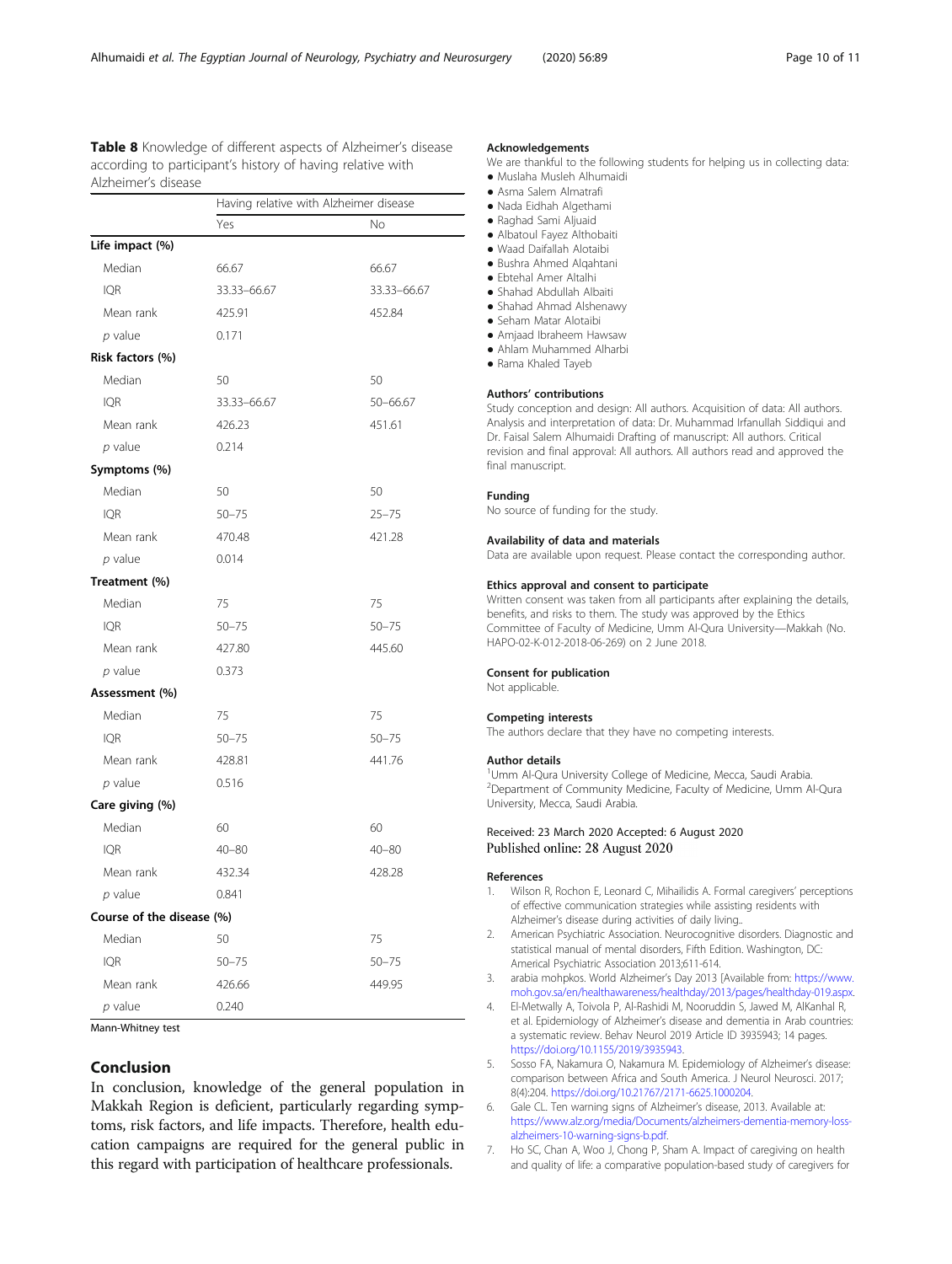**Table 8** Knowledge of different aspects of Alzheimer's disease according to participant's history of having relative with Alzheimer's disease

| | Having relative with Alzheimer disease | |
|---|---|---|
| | Yes | No |
| **Life impact (%)** | | |
| Median | 66.67 | 66.67 |
| IQR | 33.33–66.67 | 33.33–66.67 |
| Mean rank | 425.91 | 452.84 |
| *p* value | 0.171 | |
| **Risk factors (%)** | | |
| Median | 50 | 50 |
| IQR | 33.33–66.67 | 50–66.67 |
| Mean rank | 426.23 | 451.61 |
| *p* value | 0.214 | |
| **Symptoms (%)** | | |
| Median | 50 | 50 |
| IQR | 50–75 | 25–75 |
| Mean rank | 470.48 | 421.28 |
| *p* value | 0.014 | |
| **Treatment (%)** | | |
| Median | 75 | 75 |
| IQR | 50–75 | 50–75 |
| Mean rank | 427.80 | 445.60 |
| *p* value | 0.373 | |
| **Assessment (%)** | | |
| Median | 75 | 75 |
| IQR | 50–75 | 50–75 |
| Mean rank | 428.81 | 441.76 |
| *p* value | 0.516 | |
| **Care giving (%)** | | |
| Median | 60 | 60 |
| IQR | 40–80 | 40–80 |
| Mean rank | 432.34 | 428.28 |
| *p* value | 0.841 | |
| **Course of the disease (%)** | | |
| Median | 50 | 75 |
| IQR | 50–75 | 50–75 |
| Mean rank | 426.66 | 449.95 |
| *p* value | 0.240 | |

Mann-Whitney test

## Conclusion

In conclusion, knowledge of the general population in Makkah Region is deficient, particularly regarding symptoms, risk factors, and life impacts. Therefore, health education campaigns are required for the general public in this regard with participation of healthcare professionals.

### Acknowledgements

We are thankful to the following students for helping us in collecting data:

- Muslaha Musleh Alhumaidi
- Asma Salem Almatrafi
- Nada Eidhah Algethami
- Raghad Sami Aljuaid
- Albatoul Fayez Althobaiti
- Waad Daifallah Alotaibi
- Bushra Ahmed Alqahtani
- Ebtehal Amer Altalhi
- Shahad Abdullah Albaiti
- Shahad Ahmad Alshenawy
- Seham Matar Alotaibi
- Amjaad Ibraheem Hawsaw
- Ahlam Muhammed Alharbi
- Rama Khaled Tayeb

### Authors' contributions

Study conception and design: All authors. Acquisition of data: All authors. Analysis and interpretation of data: Dr. Muhammad Irfanullah Siddiqui and Dr. Faisal Salem Alhumaidi Drafting of manuscript: All authors. Critical revision and final approval: All authors. All authors read and approved the final manuscript.

### Funding

No source of funding for the study.

### Availability of data and materials

Data are available upon request. Please contact the corresponding author.

### Ethics approval and consent to participate

Written consent was taken from all participants after explaining the details, benefits, and risks to them. The study was approved by the Ethics Committee of Faculty of Medicine, Umm Al-Qura University—Makkah (No. HAPO-02-K-012-2018-06-269) on 2 June 2018.

### Consent for publication

Not applicable.

### Competing interests

The authors declare that they have no competing interests.

### Author details

[1]Umm Al-Qura University College of Medicine, Mecca, Saudi Arabia. [2]Department of Community Medicine, Faculty of Medicine, Umm Al-Qura University, Mecca, Saudi Arabia.

Received: 23 March 2020 Accepted: 6 August 2020
Published online: 28 August 2020

### References

1. Wilson R, Rochon E, Leonard C, Mihailidis A. Formal caregivers' perceptions of effective communication strategies while assisting residents with Alzheimer's disease during activities of daily living..
2. American Psychiatric Association. Neurocognitive disorders. Diagnostic and statistical manual of mental disorders, Fifth Edition. Washington, DC: Americal Psychiatric Association 2013;611-614.
3. arabia mohpkos. World Alzheimer's Day 2013 [Available from: https://www.moh.gov.sa/en/healthawareness/healthday/2013/pages/healthday-019.aspx.
4. El-Metwally A, Toivola P, Al-Rashidi M, Nooruddin S, Jawed M, AlKanhal R, et al. Epidemiology of Alzheimer's disease and dementia in Arab countries: a systematic review. Behav Neurol 2019 Article ID 3935943; 14 pages. https://doi.org/10.1155/2019/3935943.
5. Sosso FA, Nakamura O, Nakamura M. Epidemiology of Alzheimer's disease: comparison between Africa and South America. J Neurol Neurosci. 2017; 8(4):204. https://doi.org/10.21767/2171-6625.1000204.
6. Gale CL. Ten warning signs of Alzheimer's disease, 2013. Available at: https://www.alz.org/media/Documents/alzheimers-dementia-memory-loss-alzheimers-10-warning-signs-b.pdf.
7. Ho SC, Chan A, Woo J, Chong P, Sham A. Impact of caregiving on health and quality of life: a comparative population-based study of caregivers for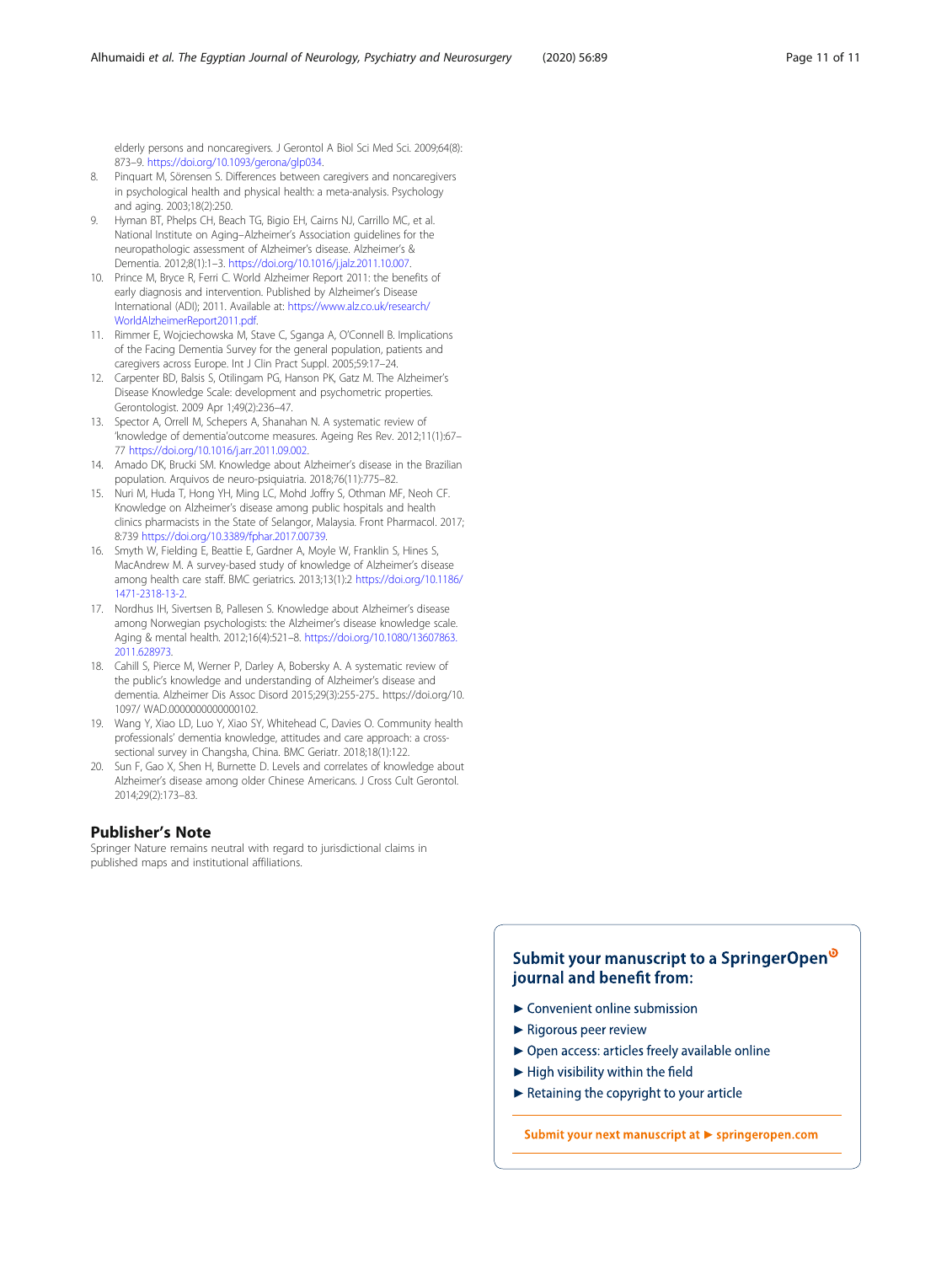elderly persons and noncaregivers. J Gerontol A Biol Sci Med Sci. 2009;64(8): 873–9. https://doi.org/10.1093/gerona/glp034.

8. Pinquart M, Sörensen S. Differences between caregivers and noncaregivers in psychological health and physical health: a meta-analysis. Psychology and aging. 2003;18(2):250.
9. Hyman BT, Phelps CH, Beach TG, Bigio EH, Cairns NJ, Carrillo MC, et al. National Institute on Aging–Alzheimer's Association guidelines for the neuropathologic assessment of Alzheimer's disease. Alzheimer's & Dementia. 2012;8(1):1–3. https://doi.org/10.1016/j.jalz.2011.10.007.
10. Prince M, Bryce R, Ferri C. World Alzheimer Report 2011: the benefits of early diagnosis and intervention. Published by Alzheimer's Disease International (ADI); 2011. Available at: https://www.alz.co.uk/research/WorldAlzheimerReport2011.pdf.
11. Rimmer E, Wojciechowska M, Stave C, Sganga A, O'Connell B. Implications of the Facing Dementia Survey for the general population, patients and caregivers across Europe. Int J Clin Pract Suppl. 2005;59:17–24.
12. Carpenter BD, Balsis S, Otilingam PG, Hanson PK, Gatz M. The Alzheimer's Disease Knowledge Scale: development and psychometric properties. Gerontologist. 2009 Apr 1;49(2):236–47.
13. Spector A, Orrell M, Schepers A, Shanahan N. A systematic review of 'knowledge of dementia'outcome measures. Ageing Res Rev. 2012;11(1):67–77 https://doi.org/10.1016/j.arr.2011.09.002.
14. Amado DK, Brucki SM. Knowledge about Alzheimer's disease in the Brazilian population. Arquivos de neuro-psiquiatria. 2018;76(11):775–82.
15. Nuri M, Huda T, Hong YH, Ming LC, Mohd Joffry S, Othman MF, Neoh CF. Knowledge on Alzheimer's disease among public hospitals and health clinics pharmacists in the State of Selangor, Malaysia. Front Pharmacol. 2017; 8:739 https://doi.org/10.3389/fphar.2017.00739.
16. Smyth W, Fielding E, Beattie E, Gardner A, Moyle W, Franklin S, Hines S, MacAndrew M. A survey-based study of knowledge of Alzheimer's disease among health care staff. BMC geriatrics. 2013;13(1):2 https://doi.org/10.1186/1471-2318-13-2.
17. Nordhus IH, Sivertsen B, Pallesen S. Knowledge about Alzheimer's disease among Norwegian psychologists: the Alzheimer's disease knowledge scale. Aging & mental health. 2012;16(4):521–8. https://doi.org/10.1080/13607863.2011.628973.
18. Cahill S, Pierce M, Werner P, Darley A, Bobersky A. A systematic review of the public's knowledge and understanding of Alzheimer's disease and dementia. Alzheimer Dis Assoc Disord 2015;29(3):255-275.. https://doi.org/10.1097/ WAD.0000000000000102.
19. Wang Y, Xiao LD, Luo Y, Xiao SY, Whitehead C, Davies O. Community health professionals' dementia knowledge, attitudes and care approach: a cross-sectional survey in Changsha, China. BMC Geriatr. 2018;18(1):122.
20. Sun F, Gao X, Shen H, Burnette D. Levels and correlates of knowledge about Alzheimer's disease among older Chinese Americans. J Cross Cult Gerontol. 2014;29(2):173–83.

## Publisher's Note

Springer Nature remains neutral with regard to jurisdictional claims in published maps and institutional affiliations.

**Submit your manuscript to a SpringerOpen journal and benefit from:**

- ► Convenient online submission
- ► Rigorous peer review
- ► Open access: articles freely available online
- ► High visibility within the field
- ► Retaining the copyright to your article

**Submit your next manuscript at ► springeropen.com**